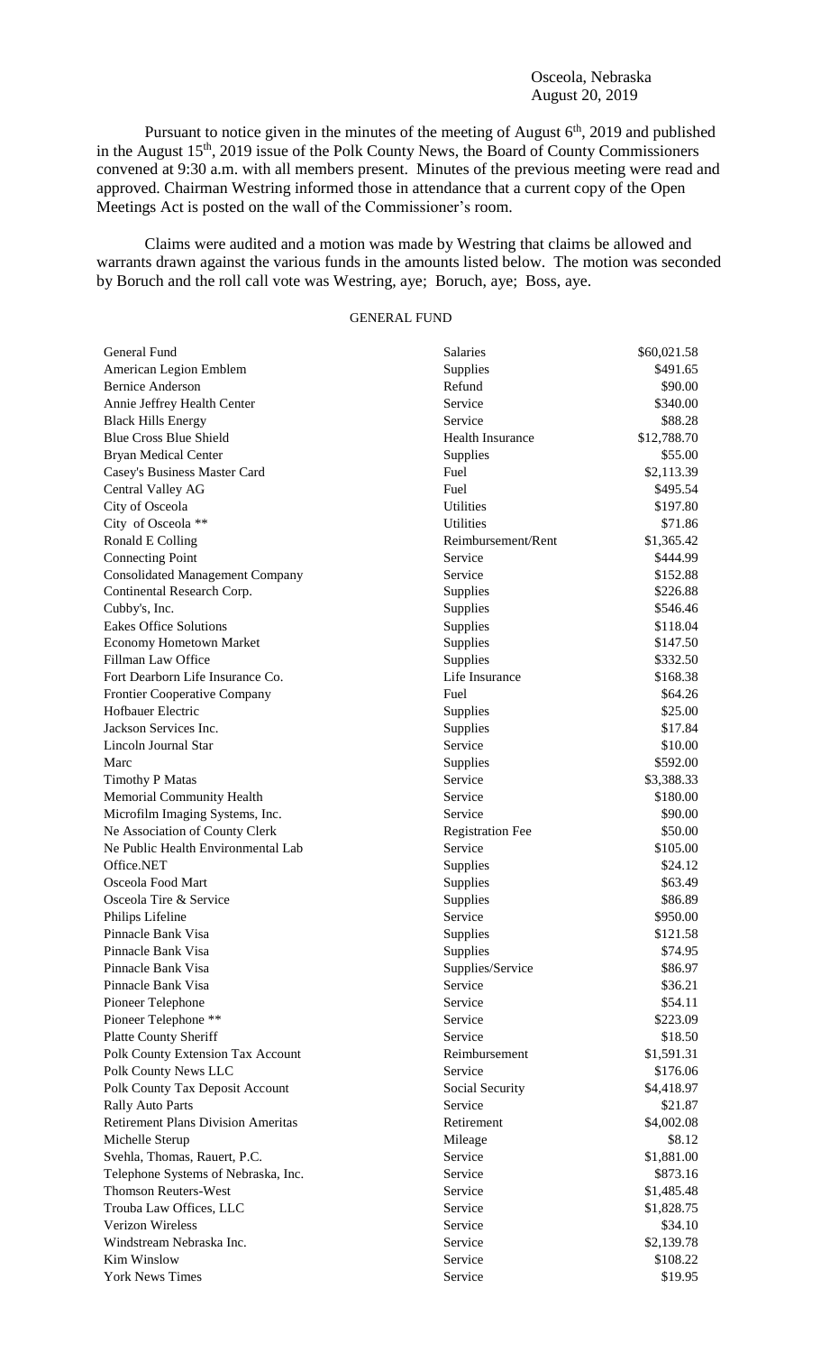Osceola, Nebraska
August 20, 2019

Pursuant to notice given in the minutes of the meeting of August 6th, 2019 and published in the August 15th, 2019 issue of the Polk County News, the Board of County Commissioners convened at 9:30 a.m. with all members present. Minutes of the previous meeting were read and approved. Chairman Westring informed those in attendance that a current copy of the Open Meetings Act is posted on the wall of the Commissioner's room.

Claims were audited and a motion was made by Westring that claims be allowed and warrants drawn against the various funds in the amounts listed below. The motion was seconded by Boruch and the roll call vote was Westring, aye; Boruch, aye; Boss, aye.

GENERAL FUND

| | | |
|---|---|---|
| General Fund | Salaries | $60,021.58 |
| American Legion Emblem | Supplies | $491.65 |
| Bernice Anderson | Refund | $90.00 |
| Annie Jeffrey Health Center | Service | $340.00 |
| Black Hills Energy | Service | $88.28 |
| Blue Cross Blue Shield | Health Insurance | $12,788.70 |
| Bryan Medical Center | Supplies | $55.00 |
| Casey's Business Master Card | Fuel | $2,113.39 |
| Central Valley AG | Fuel | $495.54 |
| City of Osceola | Utilities | $197.80 |
| City of Osceola ** | Utilities | $71.86 |
| Ronald E Colling | Reimbursement/Rent | $1,365.42 |
| Connecting Point | Service | $444.99 |
| Consolidated Management Company | Service | $152.88 |
| Continental Research Corp. | Supplies | $226.88 |
| Cubby's, Inc. | Supplies | $546.46 |
| Eakes Office Solutions | Supplies | $118.04 |
| Economy Hometown Market | Supplies | $147.50 |
| Fillman Law Office | Supplies | $332.50 |
| Fort Dearborn Life Insurance Co. | Life Insurance | $168.38 |
| Frontier Cooperative Company | Fuel | $64.26 |
| Hofbauer Electric | Supplies | $25.00 |
| Jackson Services Inc. | Supplies | $17.84 |
| Lincoln Journal Star | Service | $10.00 |
| Marc | Supplies | $592.00 |
| Timothy P Matas | Service | $3,388.33 |
| Memorial Community Health | Service | $180.00 |
| Microfilm Imaging Systems, Inc. | Service | $90.00 |
| Ne Association of County Clerk | Registration Fee | $50.00 |
| Ne Public Health Environmental Lab | Service | $105.00 |
| Office.NET | Supplies | $24.12 |
| Osceola Food Mart | Supplies | $63.49 |
| Osceola Tire & Service | Supplies | $86.89 |
| Philips Lifeline | Service | $950.00 |
| Pinnacle Bank Visa | Supplies | $121.58 |
| Pinnacle Bank Visa | Supplies | $74.95 |
| Pinnacle Bank Visa | Supplies/Service | $86.97 |
| Pinnacle Bank Visa | Service | $36.21 |
| Pioneer Telephone | Service | $54.11 |
| Pioneer Telephone ** | Service | $223.09 |
| Platte County Sheriff | Service | $18.50 |
| Polk County Extension Tax Account | Reimbursement | $1,591.31 |
| Polk County News LLC | Service | $176.06 |
| Polk County Tax Deposit Account | Social Security | $4,418.97 |
| Rally Auto Parts | Service | $21.87 |
| Retirement Plans Division Ameritas | Retirement | $4,002.08 |
| Michelle Sterup | Mileage | $8.12 |
| Svehla, Thomas, Rauert, P.C. | Service | $1,881.00 |
| Telephone Systems of Nebraska, Inc. | Service | $873.16 |
| Thomson Reuters-West | Service | $1,485.48 |
| Trouba Law Offices, LLC | Service | $1,828.75 |
| Verizon Wireless | Service | $34.10 |
| Windstream Nebraska Inc. | Service | $2,139.78 |
| Kim Winslow | Service | $108.22 |
| York News Times | Service | $19.95 |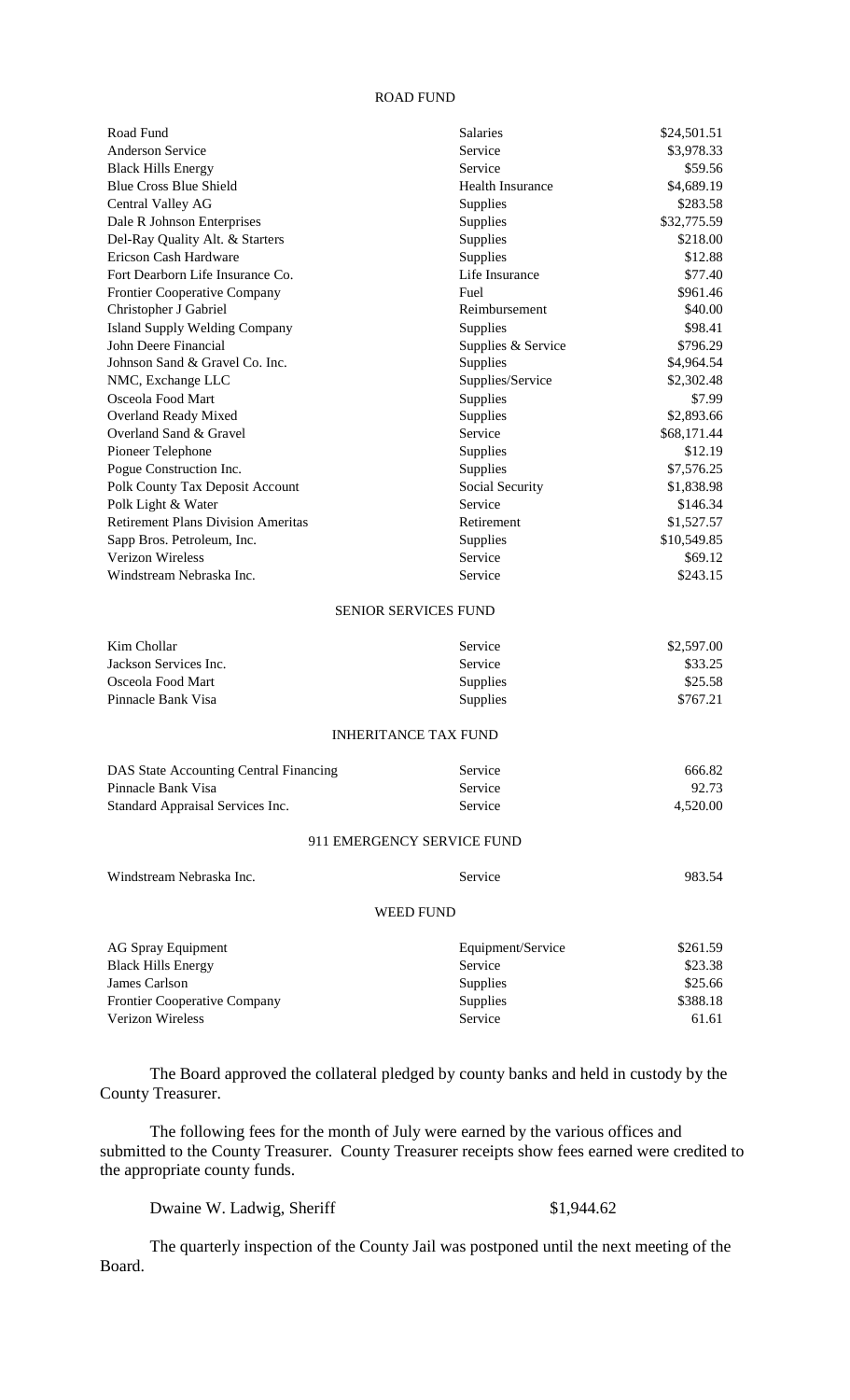## ROAD FUND

| | | |
|---|---|---|
| Road Fund | Salaries | $24,501.51 |
| Anderson Service | Service | $3,978.33 |
| Black Hills Energy | Service | $59.56 |
| Blue Cross Blue Shield | Health Insurance | $4,689.19 |
| Central Valley AG | Supplies | $283.58 |
| Dale R Johnson Enterprises | Supplies | $32,775.59 |
| Del-Ray Quality Alt. & Starters | Supplies | $218.00 |
| Ericson Cash Hardware | Supplies | $12.88 |
| Fort Dearborn Life Insurance Co. | Life Insurance | $77.40 |
| Frontier Cooperative Company | Fuel | $961.46 |
| Christopher J Gabriel | Reimbursement | $40.00 |
| Island Supply Welding Company | Supplies | $98.41 |
| John Deere Financial | Supplies & Service | $796.29 |
| Johnson Sand & Gravel Co. Inc. | Supplies | $4,964.54 |
| NMC, Exchange LLC | Supplies/Service | $2,302.48 |
| Osceola Food Mart | Supplies | $7.99 |
| Overland Ready Mixed | Supplies | $2,893.66 |
| Overland Sand & Gravel | Service | $68,171.44 |
| Pioneer Telephone | Supplies | $12.19 |
| Pogue Construction Inc. | Supplies | $7,576.25 |
| Polk County Tax Deposit Account | Social Security | $1,838.98 |
| Polk Light & Water | Service | $146.34 |
| Retirement Plans Division Ameritas | Retirement | $1,527.57 |
| Sapp Bros. Petroleum, Inc. | Supplies | $10,549.85 |
| Verizon Wireless | Service | $69.12 |
| Windstream Nebraska Inc. | Service | $243.15 |

## SENIOR SERVICES FUND

| | | |
|---|---|---|
| Kim Chollar | Service | $2,597.00 |
| Jackson Services Inc. | Service | $33.25 |
| Osceola Food Mart | Supplies | $25.58 |
| Pinnacle Bank Visa | Supplies | $767.21 |

## INHERITANCE TAX FUND

| | | |
|---|---|---|
| DAS State Accounting Central Financing | Service | 666.82 |
| Pinnacle Bank Visa | Service | 92.73 |
| Standard Appraisal Services Inc. | Service | 4,520.00 |

## 911 EMERGENCY SERVICE FUND

| | | |
|---|---|---|
| Windstream Nebraska Inc. | Service | 983.54 |

## WEED FUND

| | | |
|---|---|---|
| AG Spray Equipment | Equipment/Service | $261.59 |
| Black Hills Energy | Service | $23.38 |
| James Carlson | Supplies | $25.66 |
| Frontier Cooperative Company | Supplies | $388.18 |
| Verizon Wireless | Service | 61.61 |

The Board approved the collateral pledged by county banks and held in custody by the County Treasurer.

The following fees for the month of July were earned by the various offices and submitted to the County Treasurer. County Treasurer receipts show fees earned were credited to the appropriate county funds.

Dwaine W. Ladwig, Sheriff $1,944.62

The quarterly inspection of the County Jail was postponed until the next meeting of the Board.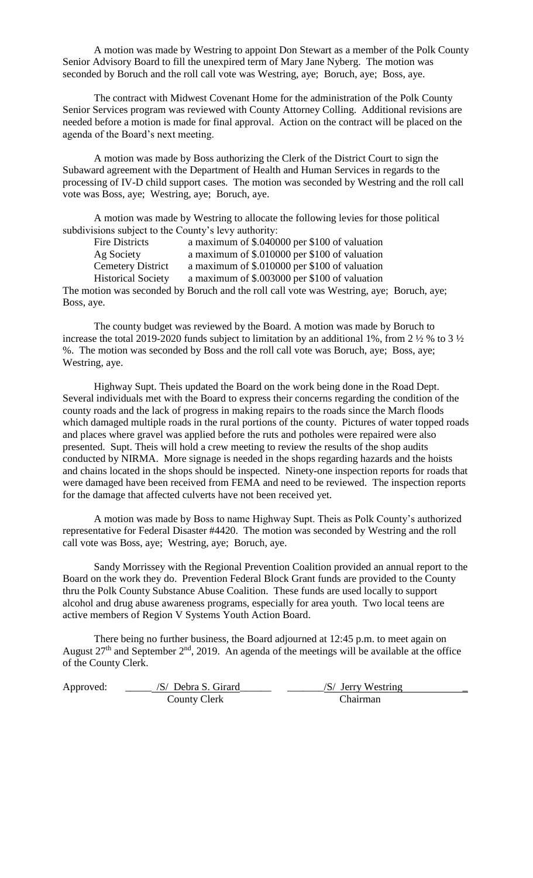A motion was made by Westring to appoint Don Stewart as a member of the Polk County Senior Advisory Board to fill the unexpired term of Mary Jane Nyberg. The motion was seconded by Boruch and the roll call vote was Westring, aye; Boruch, aye; Boss, aye.

The contract with Midwest Covenant Home for the administration of the Polk County Senior Services program was reviewed with County Attorney Colling. Additional revisions are needed before a motion is made for final approval. Action on the contract will be placed on the agenda of the Board's next meeting.

A motion was made by Boss authorizing the Clerk of the District Court to sign the Subaward agreement with the Department of Health and Human Services in regards to the processing of IV-D child support cases. The motion was seconded by Westring and the roll call vote was Boss, aye; Westring, aye; Boruch, aye.

A motion was made by Westring to allocate the following levies for those political subdivisions subject to the County's levy authority:

| | |
|---|---|
| Fire Districts | a maximum of $.040000 per $100 of valuation |
| Ag Society | a maximum of $.010000 per $100 of valuation |
| Cemetery District | a maximum of $.010000 per $100 of valuation |
| Historical Society | a maximum of $.003000 per $100 of valuation |

The motion was seconded by Boruch and the roll call vote was Westring, aye; Boruch, aye; Boss, aye.

The county budget was reviewed by the Board. A motion was made by Boruch to increase the total 2019-2020 funds subject to limitation by an additional 1%, from 2 ½ % to 3 ½ %. The motion was seconded by Boss and the roll call vote was Boruch, aye; Boss, aye; Westring, aye.

Highway Supt. Theis updated the Board on the work being done in the Road Dept. Several individuals met with the Board to express their concerns regarding the condition of the county roads and the lack of progress in making repairs to the roads since the March floods which damaged multiple roads in the rural portions of the county. Pictures of water topped roads and places where gravel was applied before the ruts and potholes were repaired were also presented. Supt. Theis will hold a crew meeting to review the results of the shop audits conducted by NIRMA. More signage is needed in the shops regarding hazards and the hoists and chains located in the shops should be inspected. Ninety-one inspection reports for roads that were damaged have been received from FEMA and need to be reviewed. The inspection reports for the damage that affected culverts have not been received yet.

A motion was made by Boss to name Highway Supt. Theis as Polk County's authorized representative for Federal Disaster #4420. The motion was seconded by Westring and the roll call vote was Boss, aye; Westring, aye; Boruch, aye.

Sandy Morrissey with the Regional Prevention Coalition provided an annual report to the Board on the work they do. Prevention Federal Block Grant funds are provided to the County thru the Polk County Substance Abuse Coalition. These funds are used locally to support alcohol and drug abuse awareness programs, especially for area youth. Two local teens are active members of Region V Systems Youth Action Board.

There being no further business, the Board adjourned at 12:45 p.m. to meet again on August 27th and September 2nd, 2019. An agenda of the meetings will be available at the office of the County Clerk.

Approved: /S/ Debra S. Girard — County Clerk

/S/ Jerry Westring — Chairman